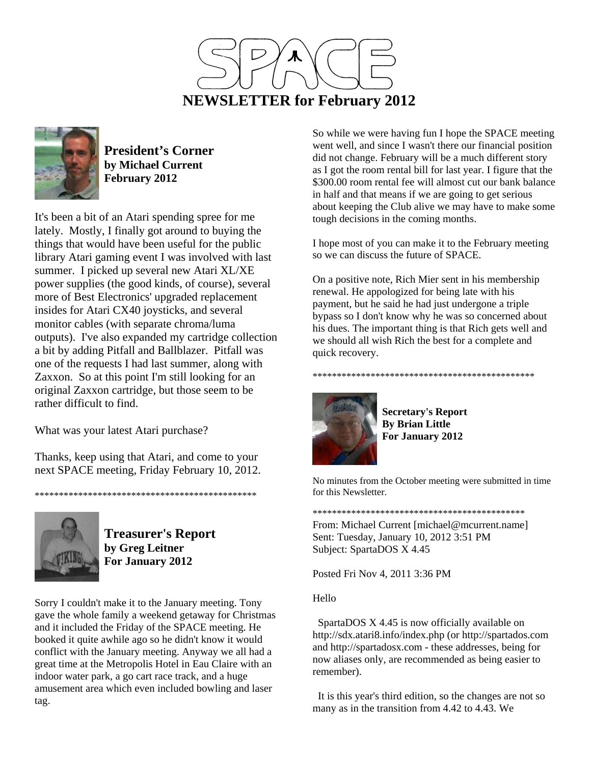# SPACE

# NEWSLETTER for February 2012

## President's Corner
**by Michael Current**
**February 2012**

It's been a bit of an Atari spending spree for me lately. Mostly, I finally got around to buying the things that would have been useful for the public library Atari gaming event I was involved with last summer. I picked up several new Atari XL/XE power supplies (the good kinds, of course), several more of Best Electronics' upgraded replacement insides for Atari CX40 joysticks, and several monitor cables (with separate chroma/luma outputs). I've also expanded my cartridge collection a bit by adding Pitfall and Ballblazer. Pitfall was one of the requests I had last summer, along with Zaxxon. So at this point I'm still looking for an original Zaxxon cartridge, but those seem to be rather difficult to find.

What was your latest Atari purchase?

Thanks, keep using that Atari, and come to your next SPACE meeting, Friday February 10, 2012.

*************************************************

## Treasurer's Report
**by Greg Leitner**
**For January 2012**

Sorry I couldn't make it to the January meeting. Tony gave the whole family a weekend getaway for Christmas and it included the Friday of the SPACE meeting. He booked it quite awhile ago so he didn't know it would conflict with the January meeting. Anyway we all had a great time at the Metropolis Hotel in Eau Claire with an indoor water park, a go cart race track, and a huge amusement area which even included bowling and laser tag.

So while we were having fun I hope the SPACE meeting went well, and since I wasn't there our financial position did not change. February will be a much different story as I got the room rental bill for last year. I figure that the $300.00 room rental fee will almost cut our bank balance in half and that means if we are going to get serious about keeping the Club alive we may have to make some tough decisions in the coming months.

I hope most of you can make it to the February meeting so we can discuss the future of SPACE.

On a positive note, Rich Mier sent in his membership renewal. He appologized for being late with his payment, but he said he had just undergone a triple bypass so I don't know why he was so concerned about his dues. The important thing is that Rich gets well and we should all wish Rich the best for a complete and quick recovery.

*************************************************

## Secretary's Report
**By Brian Little**
**For January 2012**

No minutes from the October meeting were submitted in time for this Newsletter.

*********************************************

From: Michael Current [michael@mcurrent.name]
Sent: Tuesday, January 10, 2012 3:51 PM
Subject: SpartaDOS X 4.45

Posted Fri Nov 4, 2011 3:36 PM

Hello

SpartaDOS X 4.45 is now officially available on http://sdx.atari8.info/index.php (or http://spartados.com and http://spartadosx.com - these addresses, being for now aliases only, are recommended as being easier to remember).

It is this year's third edition, so the changes are not so many as in the transition from 4.42 to 4.43. We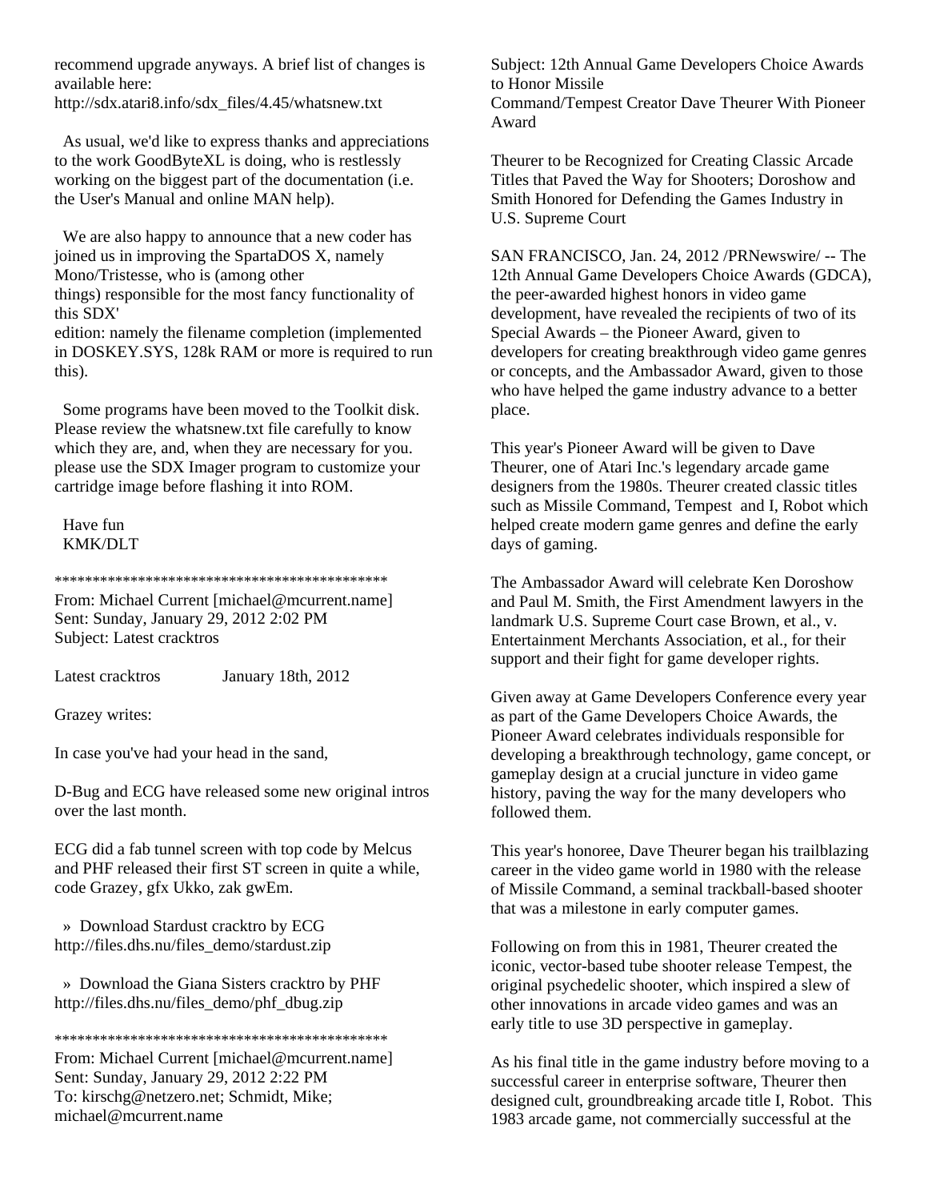recommend upgrade anyways. A brief list of changes is available here:
http://sdx.atari8.info/sdx_files/4.45/whatsnew.txt

As usual, we'd like to express thanks and appreciations to the work GoodByteXL is doing, who is restlessly working on the biggest part of the documentation (i.e. the User's Manual and online MAN help).

We are also happy to announce that a new coder has joined us in improving the SpartaDOS X, namely Mono/Tristesse, who is (among other things) responsible for the most fancy functionality of this SDX' edition: namely the filename completion (implemented in DOSKEY.SYS, 128k RAM or more is required to run this).

Some programs have been moved to the Toolkit disk. Please review the whatsnew.txt file carefully to know which they are, and, when they are necessary for you. please use the SDX Imager program to customize your cartridge image before flashing it into ROM.

Have fun
KMK/DLT

*********************************************

From: Michael Current [michael@mcurrent.name]
Sent: Sunday, January 29, 2012 2:02 PM
Subject: Latest cracktros

Latest cracktros January 18th, 2012

Grazey writes:

In case you've had your head in the sand,

D-Bug and ECG have released some new original intros over the last month.

ECG did a fab tunnel screen with top code by Melcus and PHF released their first ST screen in quite a while, code Grazey, gfx Ukko, zak gwEm.

» Download Stardust cracktro by ECG
http://files.dhs.nu/files_demo/stardust.zip

» Download the Giana Sisters cracktro by PHF
http://files.dhs.nu/files_demo/phf_dbug.zip

*********************************************

From: Michael Current [michael@mcurrent.name]
Sent: Sunday, January 29, 2012 2:22 PM
To: kirschg@netzero.net; Schmidt, Mike; michael@mcurrent.name
Subject: 12th Annual Game Developers Choice Awards to Honor Missile Command/Tempest Creator Dave Theurer With Pioneer Award

Theurer to be Recognized for Creating Classic Arcade Titles that Paved the Way for Shooters; Doroshow and Smith Honored for Defending the Games Industry in U.S. Supreme Court

SAN FRANCISCO, Jan. 24, 2012 /PRNewswire/ -- The 12th Annual Game Developers Choice Awards (GDCA), the peer-awarded highest honors in video game development, have revealed the recipients of two of its Special Awards – the Pioneer Award, given to developers for creating breakthrough video game genres or concepts, and the Ambassador Award, given to those who have helped the game industry advance to a better place.

This year's Pioneer Award will be given to Dave Theurer, one of Atari Inc.'s legendary arcade game designers from the 1980s. Theurer created classic titles such as Missile Command, Tempest and I, Robot which helped create modern game genres and define the early days of gaming.

The Ambassador Award will celebrate Ken Doroshow and Paul M. Smith, the First Amendment lawyers in the landmark U.S. Supreme Court case Brown, et al., v. Entertainment Merchants Association, et al., for their support and their fight for game developer rights.

Given away at Game Developers Conference every year as part of the Game Developers Choice Awards, the Pioneer Award celebrates individuals responsible for developing a breakthrough technology, game concept, or gameplay design at a crucial juncture in video game history, paving the way for the many developers who followed them.

This year's honoree, Dave Theurer began his trailblazing career in the video game world in 1980 with the release of Missile Command, a seminal trackball-based shooter that was a milestone in early computer games.

Following on from this in 1981, Theurer created the iconic, vector-based tube shooter release Tempest, the original psychedelic shooter, which inspired a slew of other innovations in arcade video games and was an early title to use 3D perspective in gameplay.

As his final title in the game industry before moving to a successful career in enterprise software, Theurer then designed cult, groundbreaking arcade title I, Robot. This 1983 arcade game, not commercially successful at the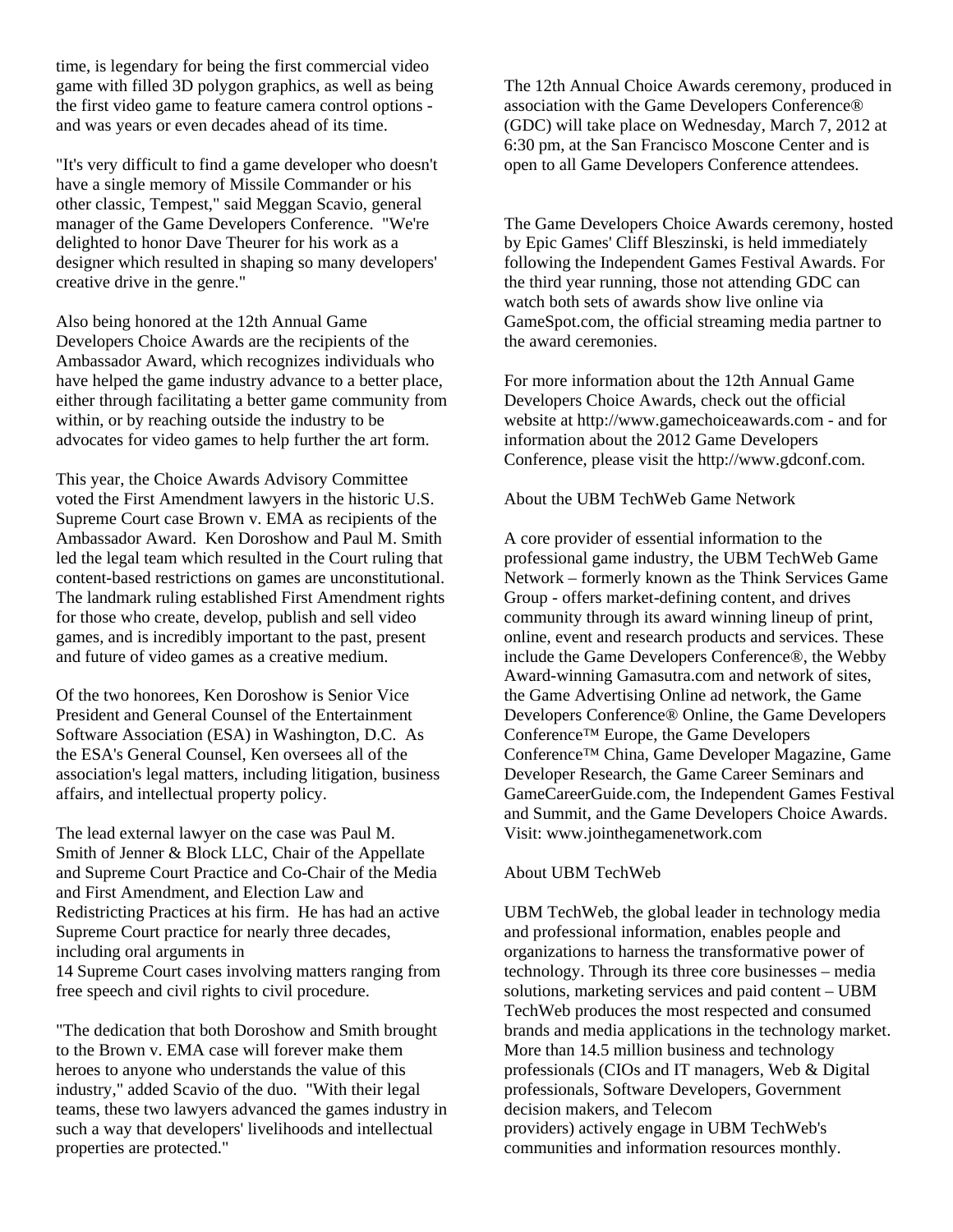time, is legendary for being the first commercial video game with filled 3D polygon graphics, as well as being the first video game to feature camera control options - and was years or even decades ahead of its time.

"It's very difficult to find a game developer who doesn't have a single memory of Missile Commander or his other classic, Tempest," said Meggan Scavio, general manager of the Game Developers Conference. "We're delighted to honor Dave Theurer for his work as a designer which resulted in shaping so many developers' creative drive in the genre."

Also being honored at the 12th Annual Game Developers Choice Awards are the recipients of the Ambassador Award, which recognizes individuals who have helped the game industry advance to a better place, either through facilitating a better game community from within, or by reaching outside the industry to be advocates for video games to help further the art form.

This year, the Choice Awards Advisory Committee voted the First Amendment lawyers in the historic U.S. Supreme Court case Brown v. EMA as recipients of the Ambassador Award. Ken Doroshow and Paul M. Smith led the legal team which resulted in the Court ruling that content-based restrictions on games are unconstitutional. The landmark ruling established First Amendment rights for those who create, develop, publish and sell video games, and is incredibly important to the past, present and future of video games as a creative medium.

Of the two honorees, Ken Doroshow is Senior Vice President and General Counsel of the Entertainment Software Association (ESA) in Washington, D.C. As the ESA's General Counsel, Ken oversees all of the association's legal matters, including litigation, business affairs, and intellectual property policy.

The lead external lawyer on the case was Paul M. Smith of Jenner & Block LLC, Chair of the Appellate and Supreme Court Practice and Co-Chair of the Media and First Amendment, and Election Law and Redistricting Practices at his firm. He has had an active Supreme Court practice for nearly three decades, including oral arguments in 14 Supreme Court cases involving matters ranging from free speech and civil rights to civil procedure.

"The dedication that both Doroshow and Smith brought to the Brown v. EMA case will forever make them heroes to anyone who understands the value of this industry," added Scavio of the duo. "With their legal teams, these two lawyers advanced the games industry in such a way that developers' livelihoods and intellectual properties are protected."

The 12th Annual Choice Awards ceremony, produced in association with the Game Developers Conference® (GDC) will take place on Wednesday, March 7, 2012 at 6:30 pm, at the San Francisco Moscone Center and is open to all Game Developers Conference attendees.

The Game Developers Choice Awards ceremony, hosted by Epic Games' Cliff Bleszinski, is held immediately following the Independent Games Festival Awards. For the third year running, those not attending GDC can watch both sets of awards show live online via GameSpot.com, the official streaming media partner to the award ceremonies.

For more information about the 12th Annual Game Developers Choice Awards, check out the official website at http://www.gamechoiceawards.com - and for information about the 2012 Game Developers Conference, please visit the http://www.gdconf.com.

About the UBM TechWeb Game Network

A core provider of essential information to the professional game industry, the UBM TechWeb Game Network – formerly known as the Think Services Game Group - offers market-defining content, and drives community through its award winning lineup of print, online, event and research products and services. These include the Game Developers Conference®, the Webby Award-winning Gamasutra.com and network of sites, the Game Advertising Online ad network, the Game Developers Conference® Online, the Game Developers Conference™ Europe, the Game Developers Conference™ China, Game Developer Magazine, Game Developer Research, the Game Career Seminars and GameCareerGuide.com, the Independent Games Festival and Summit, and the Game Developers Choice Awards. Visit: www.jointhegamenetwork.com

About UBM TechWeb

UBM TechWeb, the global leader in technology media and professional information, enables people and organizations to harness the transformative power of technology. Through its three core businesses – media solutions, marketing services and paid content – UBM TechWeb produces the most respected and consumed brands and media applications in the technology market. More than 14.5 million business and technology professionals (CIOs and IT managers, Web & Digital professionals, Software Developers, Government decision makers, and Telecom providers) actively engage in UBM TechWeb's communities and information resources monthly.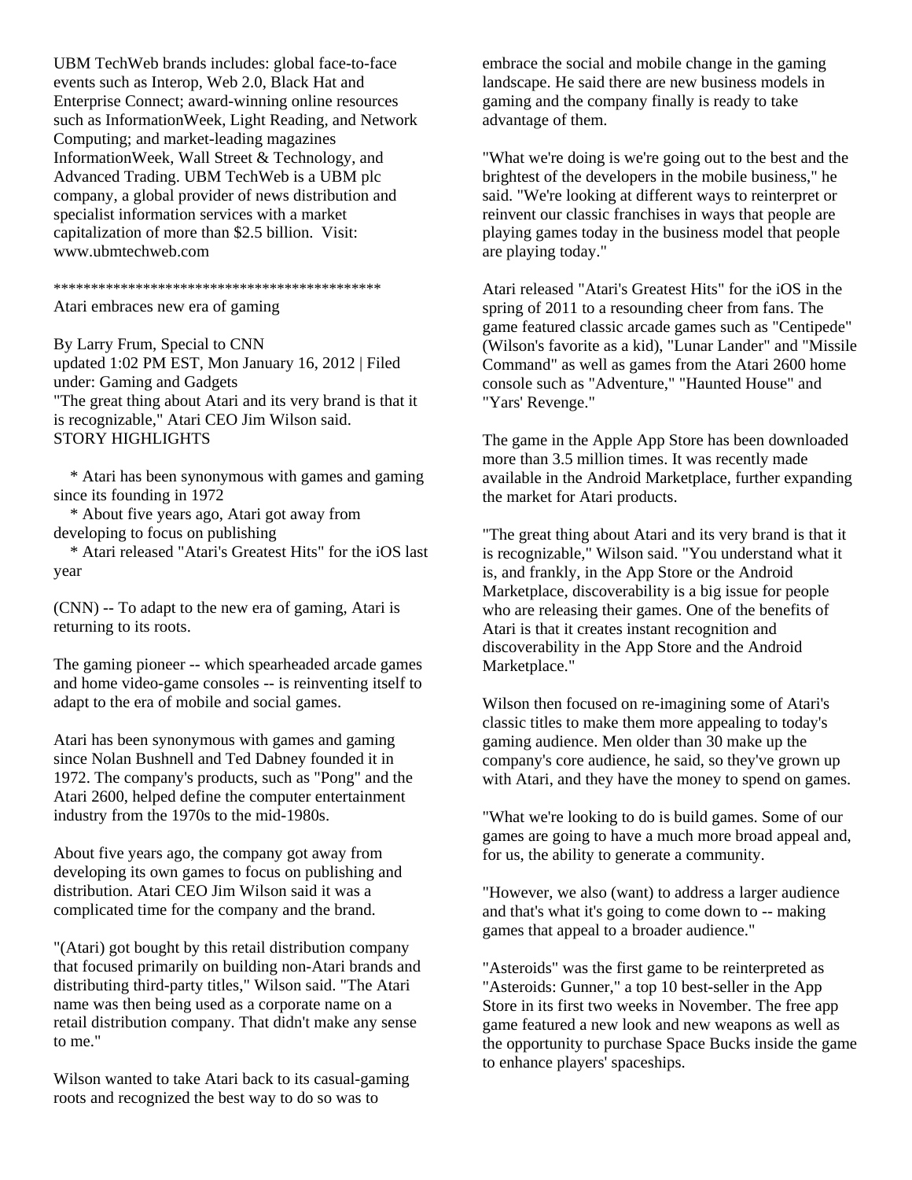UBM TechWeb brands includes: global face-to-face events such as Interop, Web 2.0, Black Hat and Enterprise Connect; award-winning online resources such as InformationWeek, Light Reading, and Network Computing; and market-leading magazines InformationWeek, Wall Street & Technology, and Advanced Trading. UBM TechWeb is a UBM plc company, a global provider of news distribution and specialist information services with a market capitalization of more than $2.5 billion. Visit: www.ubmtechweb.com

********************************************
Atari embraces new era of gaming

By Larry Frum, Special to CNN
updated 1:02 PM EST, Mon January 16, 2012 | Filed under: Gaming and Gadgets
"The great thing about Atari and its very brand is that it is recognizable," Atari CEO Jim Wilson said.
STORY HIGHLIGHTS

* Atari has been synonymous with games and gaming since its founding in 1972
* About five years ago, Atari got away from developing to focus on publishing
* Atari released "Atari's Greatest Hits" for the iOS last year

(CNN) -- To adapt to the new era of gaming, Atari is returning to its roots.

The gaming pioneer -- which spearheaded arcade games and home video-game consoles -- is reinventing itself to adapt to the era of mobile and social games.

Atari has been synonymous with games and gaming since Nolan Bushnell and Ted Dabney founded it in 1972. The company's products, such as "Pong" and the Atari 2600, helped define the computer entertainment industry from the 1970s to the mid-1980s.

About five years ago, the company got away from developing its own games to focus on publishing and distribution. Atari CEO Jim Wilson said it was a complicated time for the company and the brand.

"(Atari) got bought by this retail distribution company that focused primarily on building non-Atari brands and distributing third-party titles," Wilson said. "The Atari name was then being used as a corporate name on a retail distribution company. That didn't make any sense to me."

Wilson wanted to take Atari back to its casual-gaming roots and recognized the best way to do so was to embrace the social and mobile change in the gaming landscape. He said there are new business models in gaming and the company finally is ready to take advantage of them.

"What we're doing is we're going out to the best and the brightest of the developers in the mobile business," he said. "We're looking at different ways to reinterpret or reinvent our classic franchises in ways that people are playing games today in the business model that people are playing today."

Atari released "Atari's Greatest Hits" for the iOS in the spring of 2011 to a resounding cheer from fans. The game featured classic arcade games such as "Centipede" (Wilson's favorite as a kid), "Lunar Lander" and "Missile Command" as well as games from the Atari 2600 home console such as "Adventure," "Haunted House" and "Yars' Revenge."

The game in the Apple App Store has been downloaded more than 3.5 million times. It was recently made available in the Android Marketplace, further expanding the market for Atari products.

"The great thing about Atari and its very brand is that it is recognizable," Wilson said. "You understand what it is, and frankly, in the App Store or the Android Marketplace, discoverability is a big issue for people who are releasing their games. One of the benefits of Atari is that it creates instant recognition and discoverability in the App Store and the Android Marketplace."

Wilson then focused on re-imagining some of Atari's classic titles to make them more appealing to today's gaming audience. Men older than 30 make up the company's core audience, he said, so they've grown up with Atari, and they have the money to spend on games.

"What we're looking to do is build games. Some of our games are going to have a much more broad appeal and, for us, the ability to generate a community.

"However, we also (want) to address a larger audience and that's what it's going to come down to -- making games that appeal to a broader audience."

"Asteroids" was the first game to be reinterpreted as "Asteroids: Gunner," a top 10 best-seller in the App Store in its first two weeks in November. The free app game featured a new look and new weapons as well as the opportunity to purchase Space Bucks inside the game to enhance players' spaceships.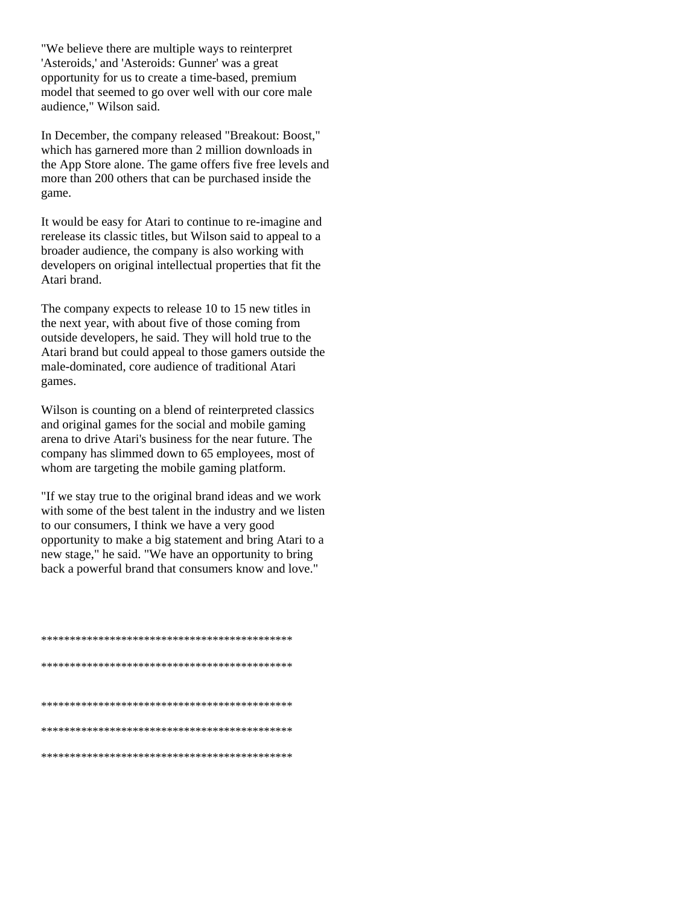"We believe there are multiple ways to reinterpret 'Asteroids,' and 'Asteroids: Gunner' was a great opportunity for us to create a time-based, premium model that seemed to go over well with our core male audience," Wilson said.

In December, the company released "Breakout: Boost," which has garnered more than 2 million downloads in the App Store alone. The game offers five free levels and more than 200 others that can be purchased inside the game.

It would be easy for Atari to continue to re-imagine and rerelease its classic titles, but Wilson said to appeal to a broader audience, the company is also working with developers on original intellectual properties that fit the Atari brand.

The company expects to release 10 to 15 new titles in the next year, with about five of those coming from outside developers, he said. They will hold true to the Atari brand but could appeal to those gamers outside the male-dominated, core audience of traditional Atari games.

Wilson is counting on a blend of reinterpreted classics and original games for the social and mobile gaming arena to drive Atari's business for the near future. The company has slimmed down to 65 employees, most of whom are targeting the mobile gaming platform.

"If we stay true to the original brand ideas and we work with some of the best talent in the industry and we listen to our consumers, I think we have a very good opportunity to make a big statement and bring Atari to a new stage," he said. "We have an opportunity to bring back a powerful brand that consumers know and love."

********************************************

********************************************

********************************************

********************************************

********************************************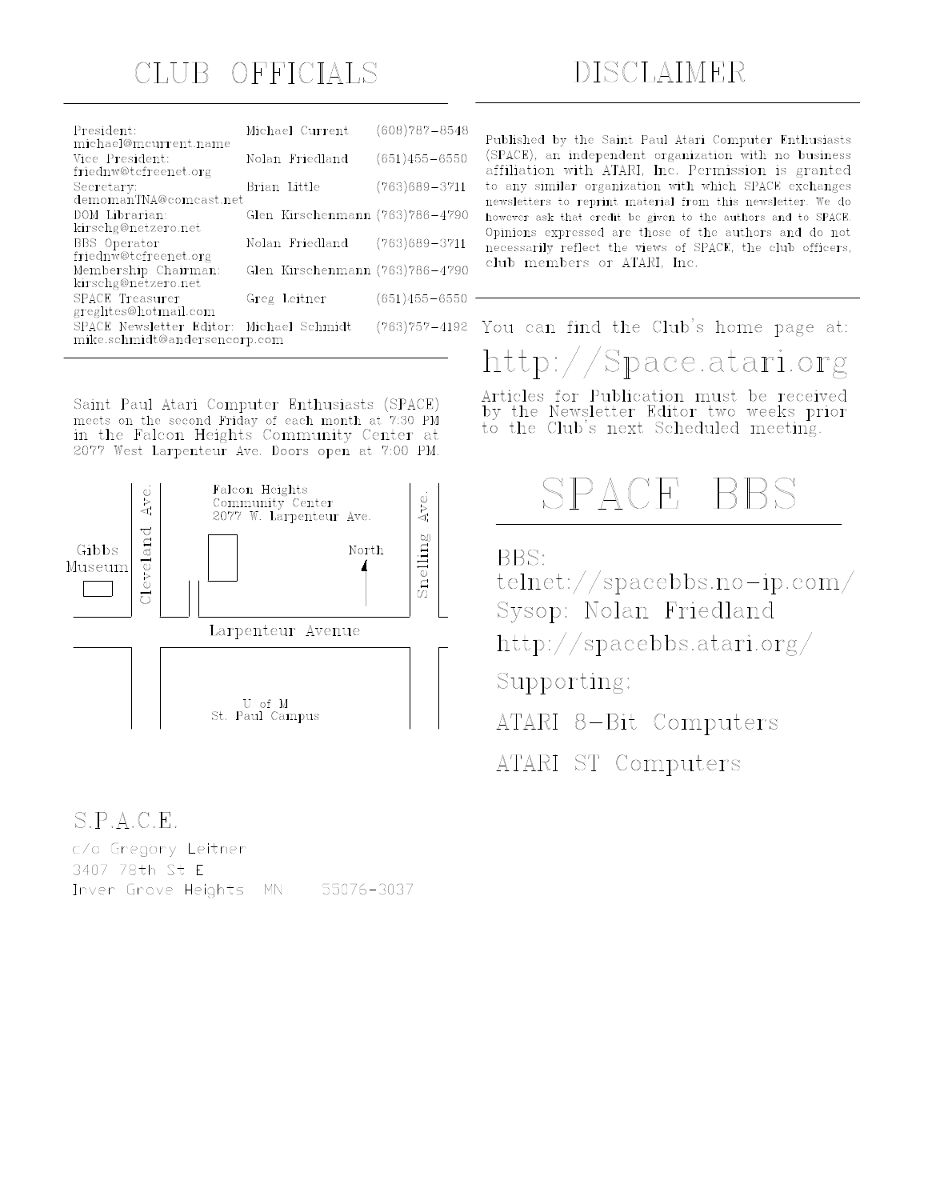# CLUB OFFICIALS

| | | |
|---|---|---|
| President: michael@mcurrent.name | Michael Current | (608)787-8548 |
| Vice President: friednw@tcfreenet.org | Nolan Friedland | (651)455-6550 |
| Secretary: demomanTNA@comcast.net | Brian Little | (763)689-3711 |
| DOM Librarian: kirschg@netzero.net | Glen Kirschenmann | (763)786-4790 |
| BBS Operator friednw@tcfreenet.org | Nolan Friedland | (763)689-3711 |
| Membership Chairman: kirschg@netzero.net | Glen Kirschenmann | (763)786-4790 |
| SPACE Treasurer greglites@hotmail.com | Greg Leitner | (651)455-6550 |
| SPACE Newsletter Editor: mike.schmidt@andersencorp.com | Michael Schmidt | (763)757-4192 |

Saint Paul Atari Computer Enthusiasts (SPACE) meets on the second Friday of each month at 7:30 PM in the Falcon Heights Community Center at 2077 West Larpenteur Ave. Doors open at 7:00 PM.

Falcon Heights Community Center
2077 W. Larpenteur Ave.

Gibbs Museum

Cleveland Ave.

Snelling Ave.

North

Larpenteur Avenue

U of M
St. Paul Campus

S.P.A.C.E.
c/o Gregory Leitner
3407 78th St E
Inver Grove Heights MN 55076-3037

# DISCLAIMER

Published by the Saint Paul Atari Computer Enthusiasts (SPACE), an independent organization with no business affiliation with ATARI, Inc. Permission is granted to any similar organization with which SPACE exchanges newsletters to reprint material from this newsletter. We do however ask that credit be given to the authors and to SPACE. Opinions expressed are those of the authors and do not necessarily reflect the views of SPACE, the club officers, club members or ATARI, Inc.

You can find the Club's home page at:

http://Space.atari.org

Articles for Publication must be received by the Newsletter Editor two weeks prior to the Club's next Scheduled meeting.

# SPACE BBS

BBS:
telnet://spacebbs.no-ip.com/
Sysop: Nolan Friedland
http://spacebbs.atari.org/

Supporting:

ATARI 8-Bit Computers

ATARI ST Computers